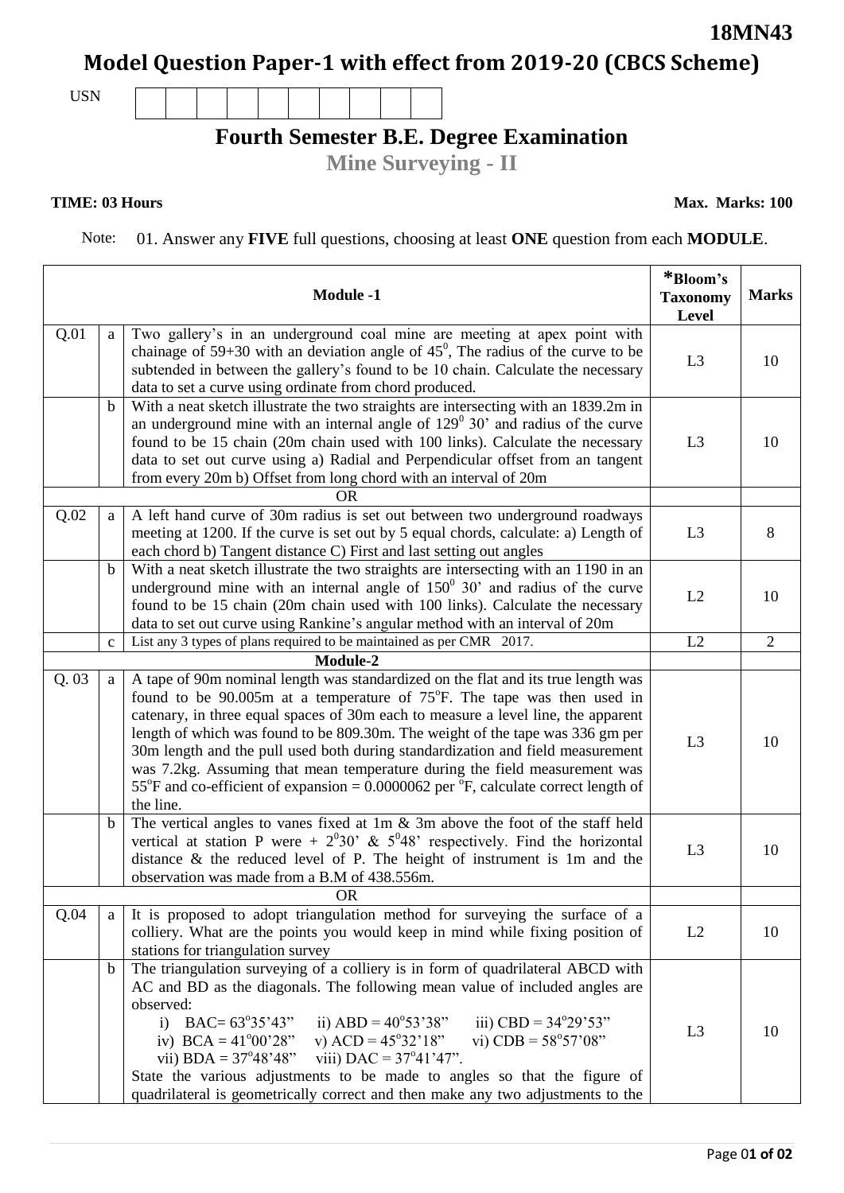**18MN43**

# Model Question Paper-1 with effect from 2019-20 (CBCS Scheme)

USN | | | | | | | | | |

## Fourth Semester B.E. Degree Examination

### Mine Surveying - II

**TIME: 03 Hours** **Max. Marks: 100**

Note: 01. Answer any **FIVE** full questions, choosing at least **ONE** question from each **MODULE**.

| | | **Module -1** | ***Bloom's Taxonomy Level** | **Marks** |
|---|---|---|---|---|
| Q.01 | a | Two gallery's in an underground coal mine are meeting at apex point with chainage of 59+30 with an deviation angle of $45^0$, The radius of the curve to be subtended in between the gallery's found to be 10 chain. Calculate the necessary data to set a curve using ordinate from chord produced. | L3 | 10 |
| | b | With a neat sketch illustrate the two straights are intersecting with an 1839.2m in an underground mine with an internal angle of $129^0$ 30' and radius of the curve found to be 15 chain (20m chain used with 100 links). Calculate the necessary data to set out curve using a) Radial and Perpendicular offset from an tangent from every 20m b) Offset from long chord with an interval of 20m | L3 | 10 |
| | | OR | | |
| Q.02 | a | A left hand curve of 30m radius is set out between two underground roadways meeting at 1200. If the curve is set out by 5 equal chords, calculate: a) Length of each chord b) Tangent distance C) First and last setting out angles | L3 | 8 |
| | b | With a neat sketch illustrate the two straights are intersecting with an 1190 in an underground mine with an internal angle of $150^0$ 30' and radius of the curve found to be 15 chain (20m chain used with 100 links). Calculate the necessary data to set out curve using Rankine's angular method with an interval of 20m | L2 | 10 |
| | c | List any 3 types of plans required to be maintained as per CMR 2017. | L2 | 2 |
| | | **Module-2** | | |
| Q. 03 | a | A tape of 90m nominal length was standardized on the flat and its true length was found to be 90.005m at a temperature of 75°F. The tape was then used in catenary, in three equal spaces of 30m each to measure a level line, the apparent length of which was found to be 809.30m. The weight of the tape was 336 gm per 30m length and the pull used both during standardization and field measurement was 7.2kg. Assuming that mean temperature during the field measurement was 55°F and co-efficient of expansion = 0.0000062 per °F, calculate correct length of the line. | L3 | 10 |
| | b | The vertical angles to vanes fixed at 1m & 3m above the foot of the staff held vertical at station P were + $2^0$30' & $5^0$48' respectively. Find the horizontal distance & the reduced level of P. The height of instrument is 1m and the observation was made from a B.M of 438.556m. | L3 | 10 |
| | | OR | | |
| Q.04 | a | It is proposed to adopt triangulation method for surveying the surface of a colliery. What are the points you would keep in mind while fixing position of stations for triangulation survey | L2 | 10 |
| | b | The triangulation surveying of a colliery is in form of quadrilateral ABCD with AC and BD as the diagonals. The following mean value of included angles are observed: i) BAC= 63°35'43" ii) ABD = 40°53'38" iii) CBD = 34°29'53" iv) BCA = 41°00'28" v) ACD = 45°32'18" vi) CDB = 58°57'08" vii) BDA = 37°48'48" viii) DAC = 37°41'47". State the various adjustments to be made to angles so that the figure of quadrilateral is geometrically correct and then make any two adjustments to the | L3 | 10 |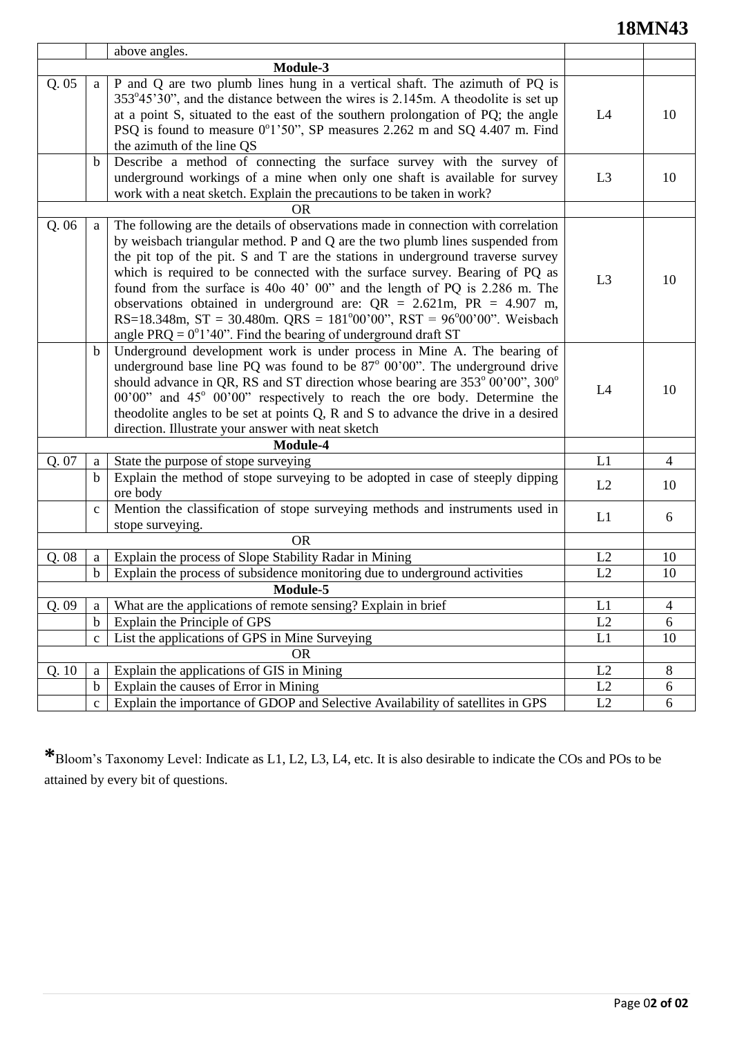| | | | | |
|---|---|---|---|---|
| | | above angles. | | |
| **Module-3** | | | | |
| Q. 05 | a | P and Q are two plumb lines hung in a vertical shaft. The azimuth of PQ is $353^o45'30"$, and the distance between the wires is 2.145m. A theodolite is set up at a point S, situated to the east of the southern prolongation of PQ; the angle PSQ is found to measure $0^o1'50"$, SP measures 2.262 m and SQ 4.407 m. Find the azimuth of the line QS | L4 | 10 |
| | b | Describe a method of connecting the surface survey with the survey of underground workings of a mine when only one shaft is available for survey work with a neat sketch. Explain the precautions to be taken in work? | L3 | 10 |
| OR | | | | |
| Q. 06 | a | The following are the details of observations made in connection with correlation by weisbach triangular method. P and Q are the two plumb lines suspended from the pit top of the pit. S and T are the stations in underground traverse survey which is required to be connected with the surface survey. Bearing of PQ as found from the surface is 40o 40' 00" and the length of PQ is 2.286 m. The observations obtained in underground are: QR = 2.621m, PR = 4.907 m, RS=18.348m, ST = 30.480m. QRS = $181^o00'00"$, RST = $96^o00'00"$. Weisbach angle PRQ = $0^o1'40"$. Find the bearing of underground draft ST | L3 | 10 |
| | b | Underground development work is under process in Mine A. The bearing of underground base line PQ was found to be $87^o$ 00'00". The underground drive should advance in QR, RS and ST direction whose bearing are $353^o$ 00'00", $300^o$ 00'00" and $45^o$ 00'00" respectively to reach the ore body. Determine the theodolite angles to be set at points Q, R and S to advance the drive in a desired direction. Illustrate your answer with neat sketch | L4 | 10 |
| **Module-4** | | | | |
| Q. 07 | a | State the purpose of stope surveying | L1 | 4 |
| | b | Explain the method of stope surveying to be adopted in case of steeply dipping ore body | L2 | 10 |
| | c | Mention the classification of stope surveying methods and instruments used in stope surveying. | L1 | 6 |
| OR | | | | |
| Q. 08 | a | Explain the process of Slope Stability Radar in Mining | L2 | 10 |
| | b | Explain the process of subsidence monitoring due to underground activities | L2 | 10 |
| **Module-5** | | | | |
| Q. 09 | a | What are the applications of remote sensing? Explain in brief | L1 | 4 |
| | b | Explain the Principle of GPS | L2 | 6 |
| | c | List the applications of GPS in Mine Surveying | L1 | 10 |
| OR | | | | |
| Q. 10 | a | Explain the applications of GIS in Mining | L2 | 8 |
| | b | Explain the causes of Error in Mining | L2 | 6 |
| | c | Explain the importance of GDOP and Selective Availability of satellites in GPS | L2 | 6 |

**\***Bloom's Taxonomy Level: Indicate as L1, L2, L3, L4, etc. It is also desirable to indicate the COs and POs to be attained by every bit of questions.